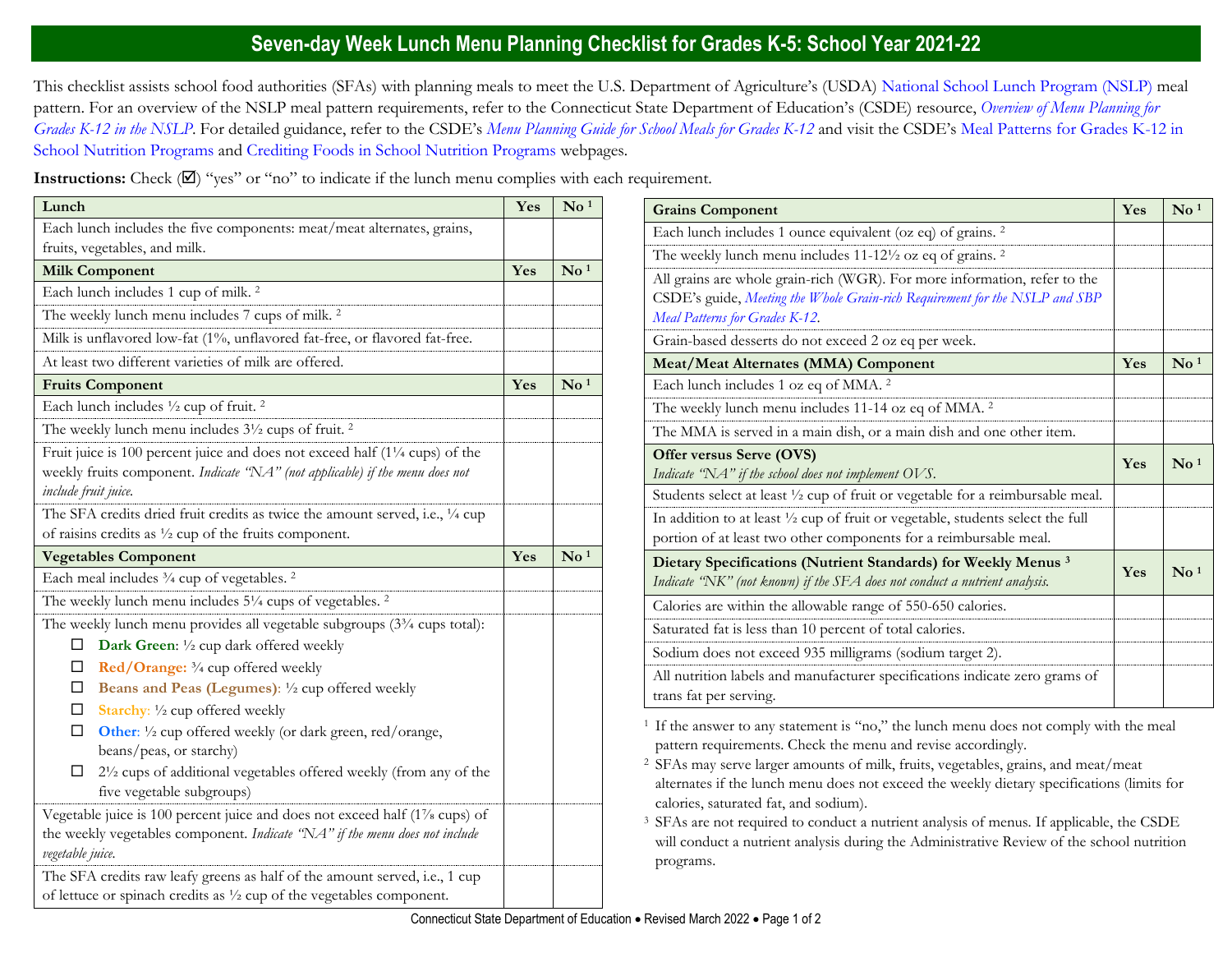# Seven-day Week Lunch Menu Planning Checklist for Grades K-5: School Year 2021-22

This checklist assists school food authorities (SFAs) with planning meals to meet the U.S. Department of Agriculture's (USDA) National School Lunch Program (NSLP) meal pattern. For an overview of the NSLP meal pattern requirements, refer to the Connecticut State Department of Education's (CSDE) resource, *Overview of Menu Planning for Grades K-12 in the NSLP*. For detailed guidance, refer to the CSDE's *Menu Planning Guide for School Meals for Grades K-12* and visit the CSDE's Meal Patterns for Grades K-12 in School Nutrition Programs and Crediting Foods in School Nutrition Programs webpages.

**Instructions:** Check (☑) "yes" or "no" to indicate if the lunch menu complies with each requirement.

| **Lunch** | **Yes** | **No** [1] |
|---|---|---|
| Each lunch includes the five components: meat/meat alternates, grains, fruits, vegetables, and milk. | | |
| **Milk Component** | **Yes** | **No** [1] |
| Each lunch includes 1 cup of milk. [2] | | |
| The weekly lunch menu includes 7 cups of milk. [2] | | |
| Milk is unflavored low-fat (1%, unflavored fat-free, or flavored fat-free. | | |
| At least two different varieties of milk are offered. | | |
| **Fruits Component** | **Yes** | **No** [1] |
| Each lunch includes ½ cup of fruit. [2] | | |
| The weekly lunch menu includes 3½ cups of fruit. [2] | | |
| Fruit juice is 100 percent juice and does not exceed half (1¼ cups) of the weekly fruits component. *Indicate "NA" (not applicable) if the menu does not include fruit juice.* | | |
| The SFA credits dried fruit credits as twice the amount served, i.e., ¼ cup of raisins credits as ½ cup of the fruits component. | | |
| **Vegetables Component** | **Yes** | **No** [1] |
| Each meal includes ¾ cup of vegetables. [2] | | |
| The weekly lunch menu includes 5¼ cups of vegetables. [2] | | |
| The weekly lunch menu provides all vegetable subgroups (3¾ cups total):<br>☐ **Dark Green**: ½ cup dark offered weekly<br>☐ **Red/Orange:** ¾ cup offered weekly<br>☐ **Beans and Peas (Legumes)**: ½ cup offered weekly<br>☐ **Starchy**: ½ cup offered weekly<br>☐ **Other**: ½ cup offered weekly (or dark green, red/orange, beans/peas, or starchy)<br>☐ 2½ cups of additional vegetables offered weekly (from any of the five vegetable subgroups) | | |
| Vegetable juice is 100 percent juice and does not exceed half (1⅞ cups) of the weekly vegetables component. *Indicate "NA" if the menu does not include vegetable juice.* | | |
| The SFA credits raw leafy greens as half of the amount served, i.e., 1 cup of lettuce or spinach credits as ½ cup of the vegetables component. | | |

| **Grains Component** | **Yes** | **No** [1] |
|---|---|---|
| Each lunch includes 1 ounce equivalent (oz eq) of grains. [2] | | |
| The weekly lunch menu includes 11-12½ oz eq of grains. [2] | | |
| All grains are whole grain-rich (WGR). For more information, refer to the CSDE's guide, *Meeting the Whole Grain-rich Requirement for the NSLP and SBP Meal Patterns for Grades K-12*. | | |
| Grain-based desserts do not exceed 2 oz eq per week. | | |
| **Meat/Meat Alternates (MMA) Component** | **Yes** | **No** [1] |
| Each lunch includes 1 oz eq of MMA. [2] | | |
| The weekly lunch menu includes 11-14 oz eq of MMA. [2] | | |
| The MMA is served in a main dish, or a main dish and one other item. | | |
| **Offer versus Serve (OVS)**<br>*Indicate "NA" if the school does not implement OVS.* | **Yes** | **No** [1] |
| Students select at least ½ cup of fruit or vegetable for a reimbursable meal. | | |
| In addition to at least ½ cup of fruit or vegetable, students select the full portion of at least two other components for a reimbursable meal. | | |
| **Dietary Specifications (Nutrient Standards) for Weekly Menus** [3]<br>*Indicate "NK" (not known) if the SFA does not conduct a nutrient analysis.* | **Yes** | **No** [1] |
| Calories are within the allowable range of 550-650 calories. | | |
| Saturated fat is less than 10 percent of total calories. | | |
| Sodium does not exceed 935 milligrams (sodium target 2). | | |
| All nutrition labels and manufacturer specifications indicate zero grams of trans fat per serving. | | |

[1] If the answer to any statement is "no," the lunch menu does not comply with the meal pattern requirements. Check the menu and revise accordingly.

[2] SFAs may serve larger amounts of milk, fruits, vegetables, grains, and meat/meat alternates if the lunch menu does not exceed the weekly dietary specifications (limits for calories, saturated fat, and sodium).

[3] SFAs are not required to conduct a nutrient analysis of menus. If applicable, the CSDE will conduct a nutrient analysis during the Administrative Review of the school nutrition programs.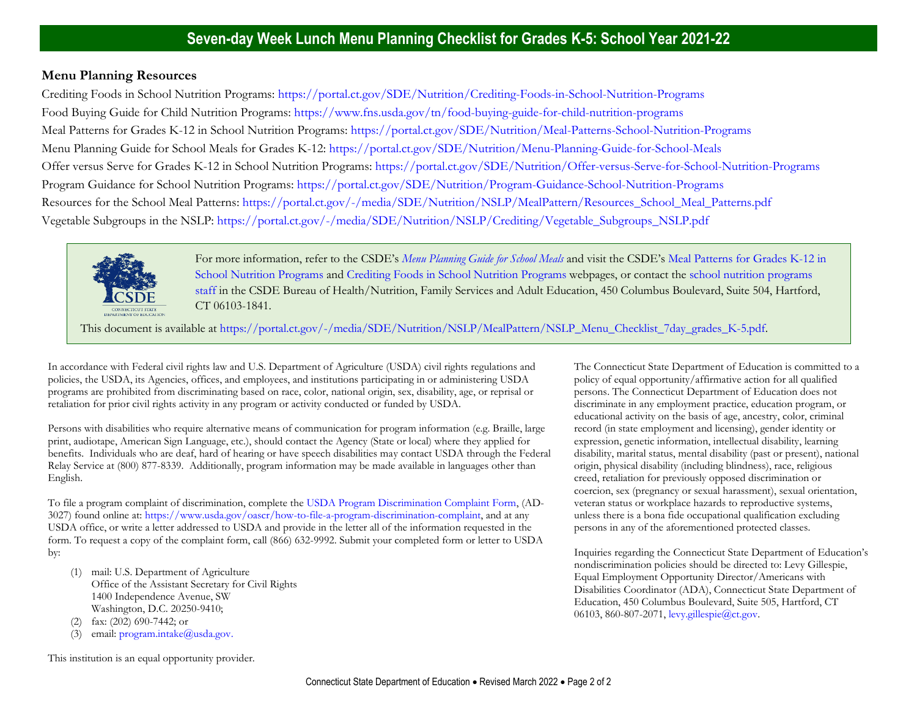# Seven-day Week Lunch Menu Planning Checklist for Grades K-5: School Year 2021-22

## Menu Planning Resources

Crediting Foods in School Nutrition Programs: https://portal.ct.gov/SDE/Nutrition/Crediting-Foods-in-School-Nutrition-Programs

Food Buying Guide for Child Nutrition Programs: https://www.fns.usda.gov/tn/food-buying-guide-for-child-nutrition-programs

Meal Patterns for Grades K-12 in School Nutrition Programs: https://portal.ct.gov/SDE/Nutrition/Meal-Patterns-School-Nutrition-Programs

Menu Planning Guide for School Meals for Grades K-12: https://portal.ct.gov/SDE/Nutrition/Menu-Planning-Guide-for-School-Meals

Offer versus Serve for Grades K-12 in School Nutrition Programs: https://portal.ct.gov/SDE/Nutrition/Offer-versus-Serve-for-School-Nutrition-Programs

Program Guidance for School Nutrition Programs: https://portal.ct.gov/SDE/Nutrition/Program-Guidance-School-Nutrition-Programs

Resources for the School Meal Patterns: https://portal.ct.gov/-/media/SDE/Nutrition/NSLP/MealPattern/Resources_School_Meal_Patterns.pdf

Vegetable Subgroups in the NSLP: https://portal.ct.gov/-/media/SDE/Nutrition/NSLP/Crediting/Vegetable_Subgroups_NSLP.pdf

CSDE CONNECTICUT STATE DEPARTMENT OF EDUCATION

For more information, refer to the CSDE's *Menu Planning Guide for School Meals* and visit the CSDE's Meal Patterns for Grades K-12 in School Nutrition Programs and Crediting Foods in School Nutrition Programs webpages, or contact the school nutrition programs staff in the CSDE Bureau of Health/Nutrition, Family Services and Adult Education, 450 Columbus Boulevard, Suite 504, Hartford, CT 06103-1841.

This document is available at https://portal.ct.gov/-/media/SDE/Nutrition/NSLP/MealPattern/NSLP_Menu_Checklist_7day_grades_K-5.pdf.

In accordance with Federal civil rights law and U.S. Department of Agriculture (USDA) civil rights regulations and policies, the USDA, its Agencies, offices, and employees, and institutions participating in or administering USDA programs are prohibited from discriminating based on race, color, national origin, sex, disability, age, or reprisal or retaliation for prior civil rights activity in any program or activity conducted or funded by USDA.

Persons with disabilities who require alternative means of communication for program information (e.g. Braille, large print, audiotape, American Sign Language, etc.), should contact the Agency (State or local) where they applied for benefits. Individuals who are deaf, hard of hearing or have speech disabilities may contact USDA through the Federal Relay Service at (800) 877-8339. Additionally, program information may be made available in languages other than English.

To file a program complaint of discrimination, complete the USDA Program Discrimination Complaint Form, (AD-3027) found online at: https://www.usda.gov/oascr/how-to-file-a-program-discrimination-complaint, and at any USDA office, or write a letter addressed to USDA and provide in the letter all of the information requested in the form. To request a copy of the complaint form, call (866) 632-9992. Submit your completed form or letter to USDA by:

(1) mail: U.S. Department of Agriculture
Office of the Assistant Secretary for Civil Rights
1400 Independence Avenue, SW
Washington, D.C. 20250-9410;

(2) fax: (202) 690-7442; or

(3) email: program.intake@usda.gov.

This institution is an equal opportunity provider.

The Connecticut State Department of Education is committed to a policy of equal opportunity/affirmative action for all qualified persons. The Connecticut Department of Education does not discriminate in any employment practice, education program, or educational activity on the basis of age, ancestry, color, criminal record (in state employment and licensing), gender identity or expression, genetic information, intellectual disability, learning disability, marital status, mental disability (past or present), national origin, physical disability (including blindness), race, religious creed, retaliation for previously opposed discrimination or coercion, sex (pregnancy or sexual harassment), sexual orientation, veteran status or workplace hazards to reproductive systems, unless there is a bona fide occupational qualification excluding persons in any of the aforementioned protected classes.

Inquiries regarding the Connecticut State Department of Education's nondiscrimination policies should be directed to: Levy Gillespie, Equal Employment Opportunity Director/Americans with Disabilities Coordinator (ADA), Connecticut State Department of Education, 450 Columbus Boulevard, Suite 505, Hartford, CT 06103, 860-807-2071, levy.gillespie@ct.gov.